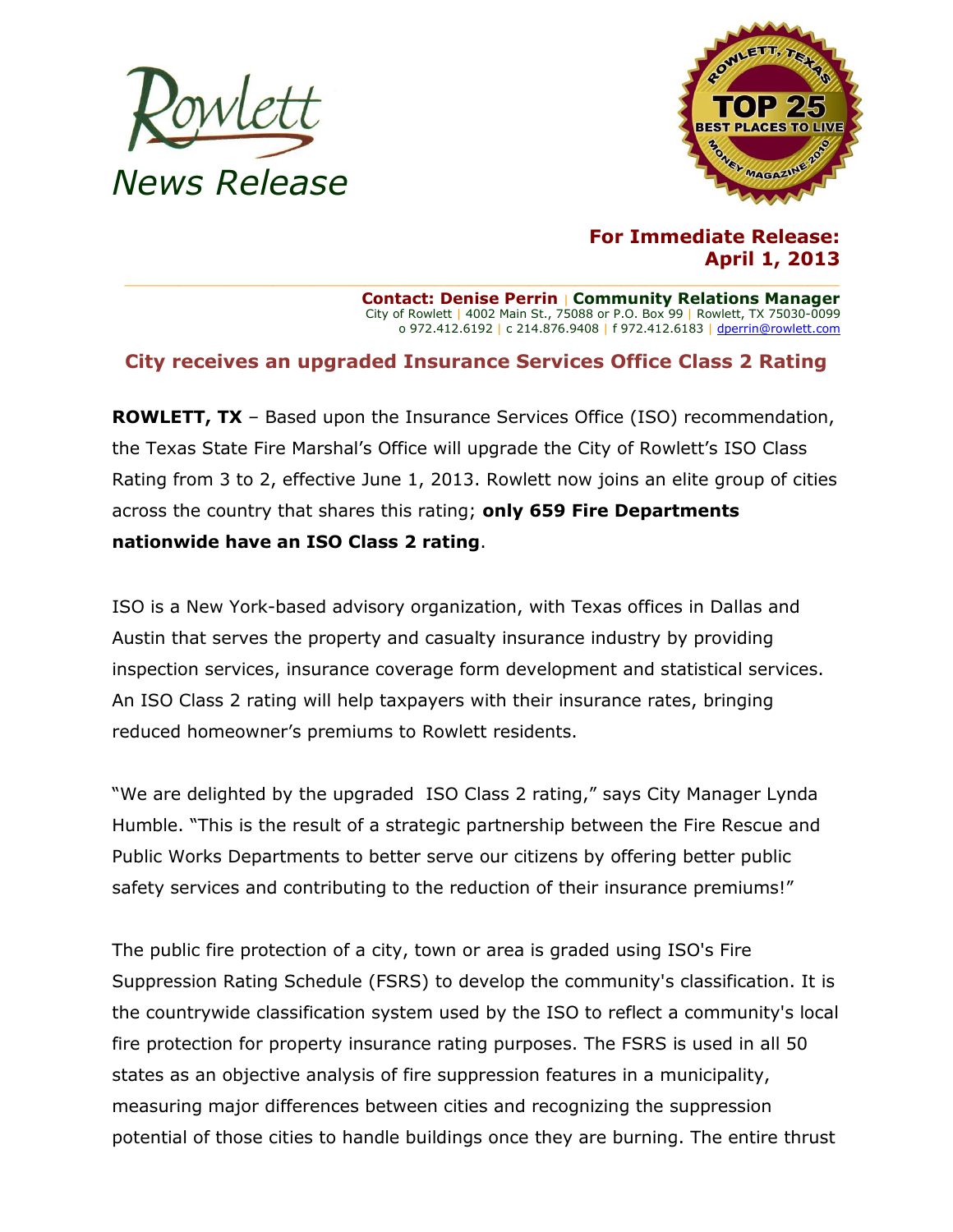Rowlett

*News Release*

ROWLETT, TEXAS TOP 25 BEST PLACES TO LIVE MONEY MAGAZINE 2010

**For Immediate Release:**
**April 1, 2013**

**Contact: Denise Perrin | Community Relations Manager**
City of Rowlett | 4002 Main St., 75088 or P.O. Box 99 | Rowlett, TX 75030-0099
o 972.412.6192 | c 214.876.9408 | f 972.412.6183 | dperrin@rowlett.com

## City receives an upgraded Insurance Services Office Class 2 Rating

**ROWLETT, TX** – Based upon the Insurance Services Office (ISO) recommendation, the Texas State Fire Marshal's Office will upgrade the City of Rowlett's ISO Class Rating from 3 to 2, effective June 1, 2013. Rowlett now joins an elite group of cities across the country that shares this rating; **only 659 Fire Departments nationwide have an ISO Class 2 rating**.

ISO is a New York-based advisory organization, with Texas offices in Dallas and Austin that serves the property and casualty insurance industry by providing inspection services, insurance coverage form development and statistical services. An ISO Class 2 rating will help taxpayers with their insurance rates, bringing reduced homeowner's premiums to Rowlett residents.

"We are delighted by the upgraded ISO Class 2 rating," says City Manager Lynda Humble. "This is the result of a strategic partnership between the Fire Rescue and Public Works Departments to better serve our citizens by offering better public safety services and contributing to the reduction of their insurance premiums!"

The public fire protection of a city, town or area is graded using ISO's Fire Suppression Rating Schedule (FSRS) to develop the community's classification. It is the countrywide classification system used by the ISO to reflect a community's local fire protection for property insurance rating purposes. The FSRS is used in all 50 states as an objective analysis of fire suppression features in a municipality, measuring major differences between cities and recognizing the suppression potential of those cities to handle buildings once they are burning. The entire thrust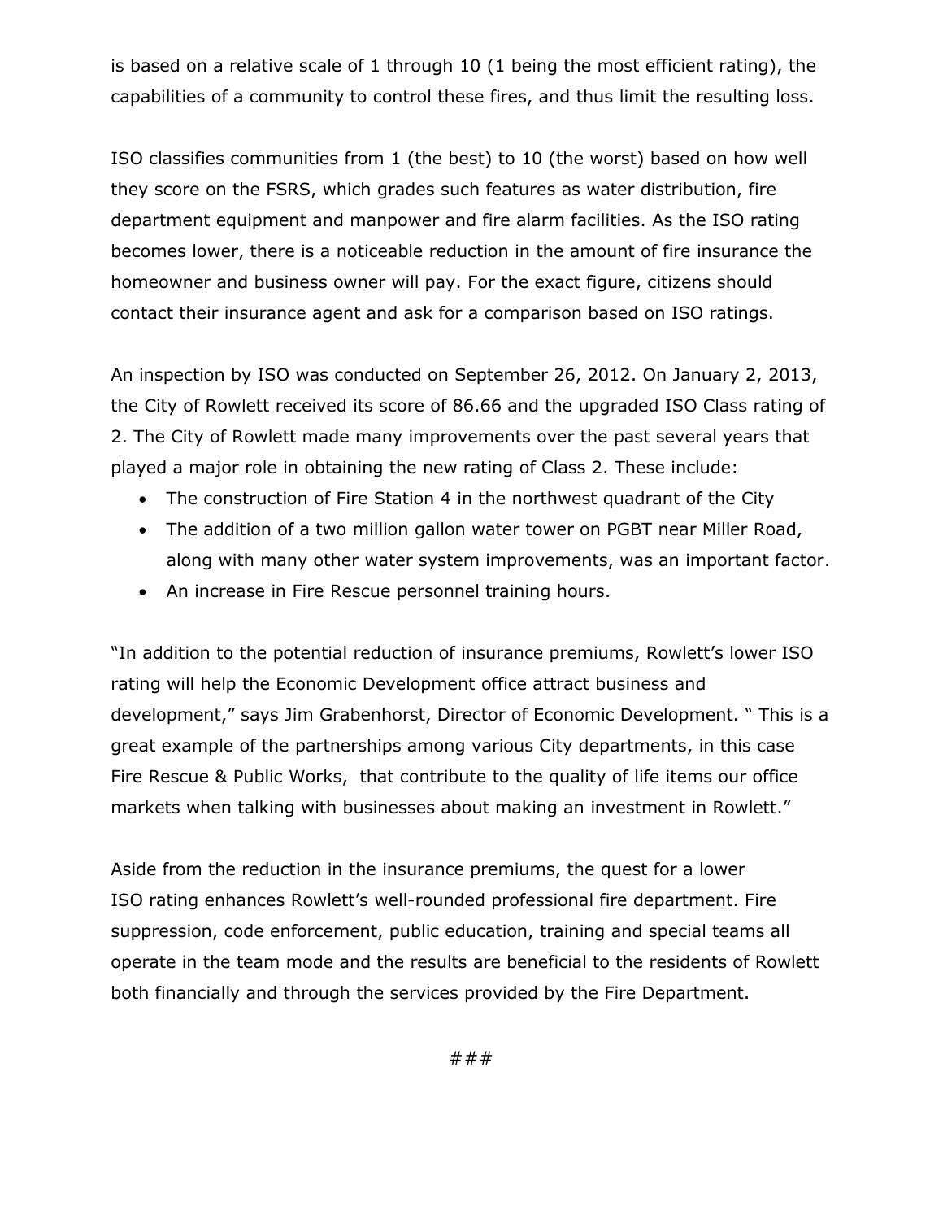is based on a relative scale of 1 through 10 (1 being the most efficient rating), the capabilities of a community to control these fires, and thus limit the resulting loss.

ISO classifies communities from 1 (the best) to 10 (the worst) based on how well they score on the FSRS, which grades such features as water distribution, fire department equipment and manpower and fire alarm facilities. As the ISO rating becomes lower, there is a noticeable reduction in the amount of fire insurance the homeowner and business owner will pay. For the exact figure, citizens should contact their insurance agent and ask for a comparison based on ISO ratings.

An inspection by ISO was conducted on September 26, 2012. On January 2, 2013, the City of Rowlett received its score of 86.66 and the upgraded ISO Class rating of 2. The City of Rowlett made many improvements over the past several years that played a major role in obtaining the new rating of Class 2. These include:

- The construction of Fire Station 4 in the northwest quadrant of the City
- The addition of a two million gallon water tower on PGBT near Miller Road, along with many other water system improvements, was an important factor.
- An increase in Fire Rescue personnel training hours.

"In addition to the potential reduction of insurance premiums, Rowlett's lower ISO rating will help the Economic Development office attract business and development," says Jim Grabenhorst, Director of Economic Development. " This is a great example of the partnerships among various City departments, in this case Fire Rescue & Public Works, that contribute to the quality of life items our office markets when talking with businesses about making an investment in Rowlett."

Aside from the reduction in the insurance premiums, the quest for a lower ISO rating enhances Rowlett's well-rounded professional fire department. Fire suppression, code enforcement, public education, training and special teams all operate in the team mode and the results are beneficial to the residents of Rowlett both financially and through the services provided by the Fire Department.

###